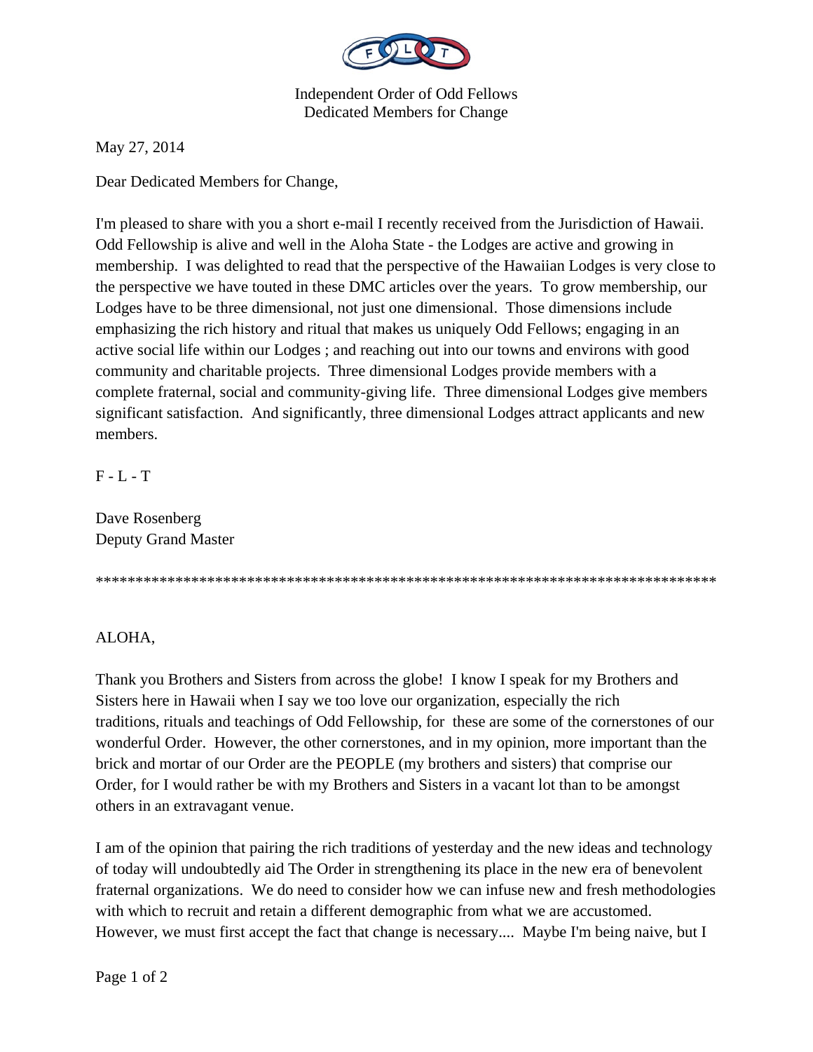Independent Order of Odd Fellows
Dedicated Members for Change

May 27, 2014

Dear Dedicated Members for Change,

I'm pleased to share with you a short e-mail I recently received from the Jurisdiction of Hawaii. Odd Fellowship is alive and well in the Aloha State - the Lodges are active and growing in membership. I was delighted to read that the perspective of the Hawaiian Lodges is very close to the perspective we have touted in these DMC articles over the years. To grow membership, our Lodges have to be three dimensional, not just one dimensional. Those dimensions include emphasizing the rich history and ritual that makes us uniquely Odd Fellows; engaging in an active social life within our Lodges ; and reaching out into our towns and environs with good community and charitable projects. Three dimensional Lodges provide members with a complete fraternal, social and community-giving life. Three dimensional Lodges give members significant satisfaction. And significantly, three dimensional Lodges attract applicants and new members.

F - L - T

Dave Rosenberg
Deputy Grand Master

*********************************************************************************

ALOHA,

Thank you Brothers and Sisters from across the globe! I know I speak for my Brothers and Sisters here in Hawaii when I say we too love our organization, especially the rich traditions, rituals and teachings of Odd Fellowship, for these are some of the cornerstones of our wonderful Order. However, the other cornerstones, and in my opinion, more important than the brick and mortar of our Order are the PEOPLE (my brothers and sisters) that comprise our Order, for I would rather be with my Brothers and Sisters in a vacant lot than to be amongst others in an extravagant venue.

I am of the opinion that pairing the rich traditions of yesterday and the new ideas and technology of today will undoubtedly aid The Order in strengthening its place in the new era of benevolent fraternal organizations. We do need to consider how we can infuse new and fresh methodologies with which to recruit and retain a different demographic from what we are accustomed. However, we must first accept the fact that change is necessary.... Maybe I'm being naive, but I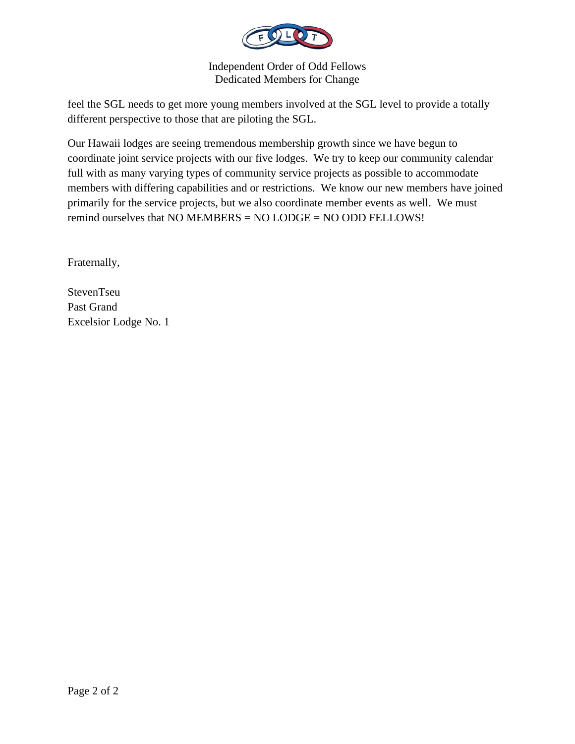feel the SGL needs to get more young members involved at the SGL level to provide a totally different perspective to those that are piloting the SGL.

Our Hawaii lodges are seeing tremendous membership growth since we have begun to coordinate joint service projects with our five lodges. We try to keep our community calendar full with as many varying types of community service projects as possible to accommodate members with differing capabilities and or restrictions. We know our new members have joined primarily for the service projects, but we also coordinate member events as well. We must remind ourselves that NO MEMBERS = NO LODGE = NO ODD FELLOWS!

Fraternally,

StevenTseu
Past Grand
Excelsior Lodge No. 1